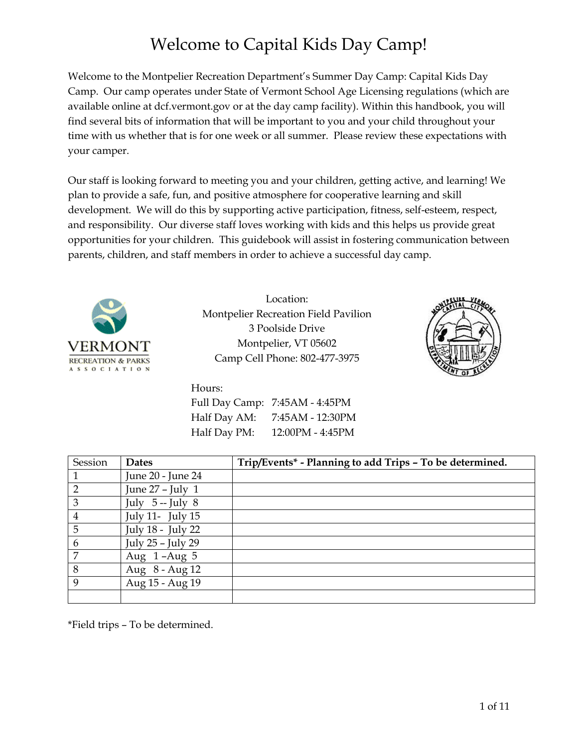# Welcome to Capital Kids Day Camp!

Welcome to the Montpelier Recreation Department's Summer Day Camp: Capital Kids Day Camp. Our camp operates under State of Vermont School Age Licensing regulations (which are available online at dcf.vermont.gov or at the day camp facility). Within this handbook, you will find several bits of information that will be important to you and your child throughout your time with us whether that is for one week or all summer. Please review these expectations with your camper.

Our staff is looking forward to meeting you and your children, getting active, and learning! We plan to provide a safe, fun, and positive atmosphere for cooperative learning and skill development. We will do this by supporting active participation, fitness, self-esteem, respect, and responsibility. Our diverse staff loves working with kids and this helps us provide great opportunities for your children. This guidebook will assist in fostering communication between parents, children, and staff members in order to achieve a successful day camp.

VERMONT
RECREATION & PARKS
ASSOCIATION

Location:
Montpelier Recreation Field Pavilion
3 Poolside Drive
Montpelier, VT 05602
Camp Cell Phone: 802-477-3975

MONTPELIER VERMONT
CAPITAL CITY
DEPARTMENT OF RECREATION

Hours:

| | |
|---|---|
| Full Day Camp: | 7:45AM - 4:45PM |
| Half Day AM: | 7:45AM - 12:30PM |
| Half Day PM: | 12:00PM - 4:45PM |

| Session | **Dates** | **Trip/Events\* - Planning to add Trips – To be determined.** |
|---|---|---|
| 1 | June 20 - June 24 | |
| 2 | June 27 – July 1 | |
| 3 | July 5 -- July 8 | |
| 4 | July 11- July 15 | |
| 5 | July 18 - July 22 | |
| 6 | July 25 – July 29 | |
| 7 | Aug 1 –Aug 5 | |
| 8 | Aug 8 - Aug 12 | |
| 9 | Aug 15 - Aug 19 | |
| | | |

*Field trips – To be determined.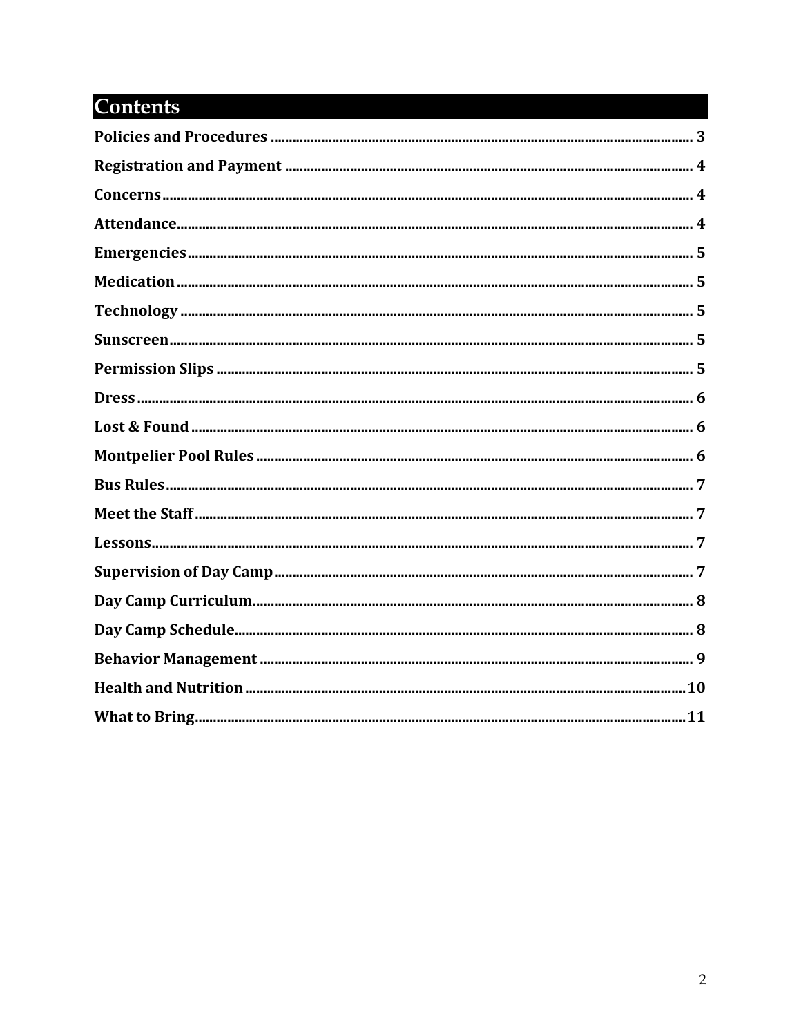# Contents

**Policies and Procedures** .................................................................................................... 3

**Registration and Payment** ................................................................................................ 4

**Concerns** ............................................................................................................................ 4

**Attendance** ......................................................................................................................... 4

**Emergencies** ...................................................................................................................... 5

**Medication** ......................................................................................................................... 5

**Technology** ........................................................................................................................ 5

**Sunscreen** .......................................................................................................................... 5

**Permission Slips** ............................................................................................................... 5

**Dress** .................................................................................................................................. 6

**Lost & Found** .................................................................................................................... 6

**Montpelier Pool Rules** ..................................................................................................... 6

**Bus Rules** ........................................................................................................................... 7

**Meet the Staff** ................................................................................................................... 7

**Lessons** .............................................................................................................................. 7

**Supervision of Day Camp** ................................................................................................ 7

**Day Camp Curriculum** ..................................................................................................... 8

**Day Camp Schedule** ......................................................................................................... 8

**Behavior Management** ..................................................................................................... 9

**Health and Nutrition** ...................................................................................................... 10

**What to Bring** .................................................................................................................. 11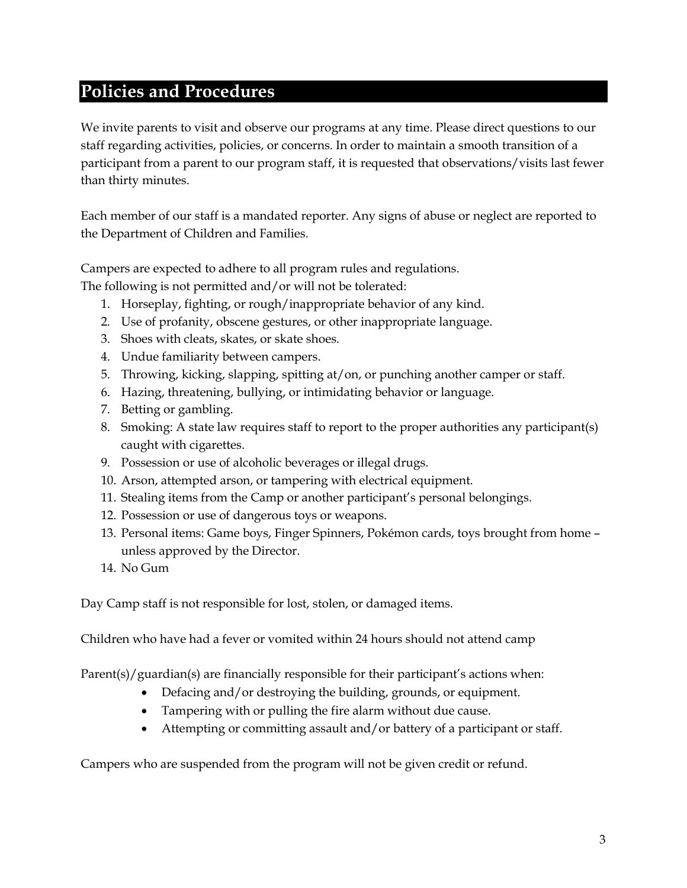## Policies and Procedures

We invite parents to visit and observe our programs at any time. Please direct questions to our staff regarding activities, policies, or concerns. In order to maintain a smooth transition of a participant from a parent to our program staff, it is requested that observations/visits last fewer than thirty minutes.

Each member of our staff is a mandated reporter. Any signs of abuse or neglect are reported to the Department of Children and Families.

Campers are expected to adhere to all program rules and regulations.
The following is not permitted and/or will not be tolerated:

1. Horseplay, fighting, or rough/inappropriate behavior of any kind.
2. Use of profanity, obscene gestures, or other inappropriate language.
3. Shoes with cleats, skates, or skate shoes.
4. Undue familiarity between campers.
5. Throwing, kicking, slapping, spitting at/on, or punching another camper or staff.
6. Hazing, threatening, bullying, or intimidating behavior or language.
7. Betting or gambling.
8. Smoking: A state law requires staff to report to the proper authorities any participant(s) caught with cigarettes.
9. Possession or use of alcoholic beverages or illegal drugs.
10. Arson, attempted arson, or tampering with electrical equipment.
11. Stealing items from the Camp or another participant's personal belongings.
12. Possession or use of dangerous toys or weapons.
13. Personal items: Game boys, Finger Spinners, Pokémon cards, toys brought from home – unless approved by the Director.
14. No Gum

Day Camp staff is not responsible for lost, stolen, or damaged items.

Children who have had a fever or vomited within 24 hours should not attend camp

Parent(s)/guardian(s) are financially responsible for their participant's actions when:

- Defacing and/or destroying the building, grounds, or equipment.
- Tampering with or pulling the fire alarm without due cause.
- Attempting or committing assault and/or battery of a participant or staff.

Campers who are suspended from the program will not be given credit or refund.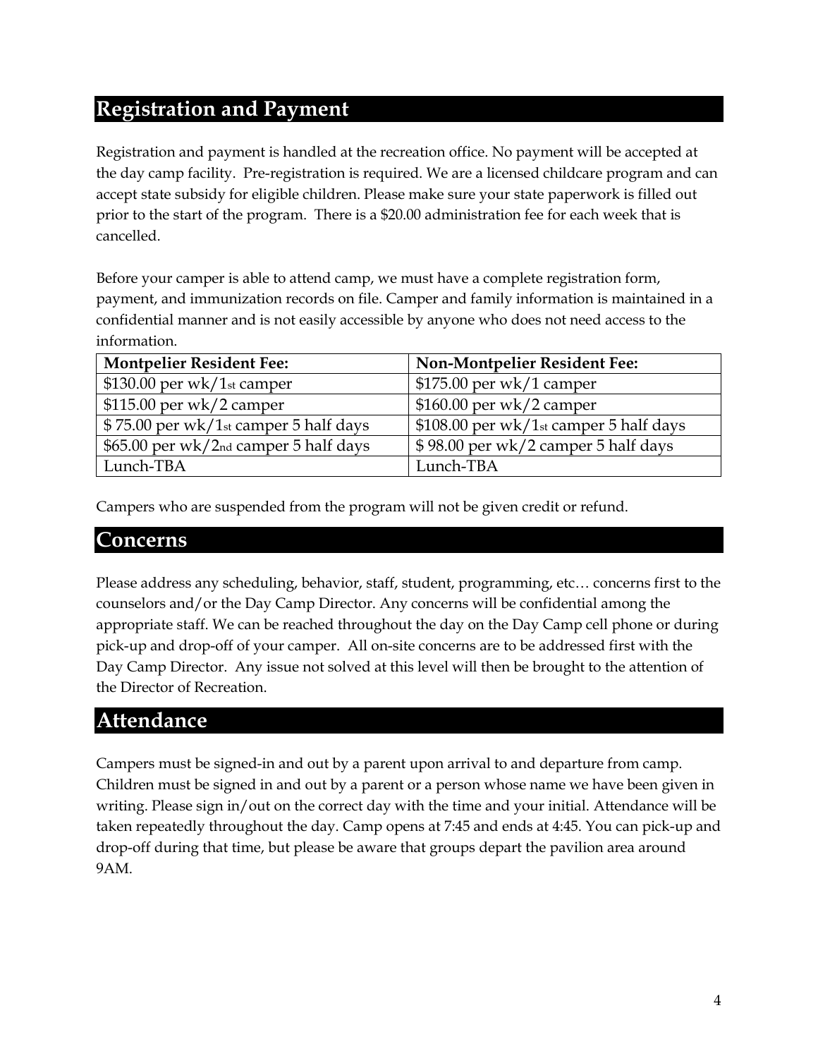## Registration and Payment

Registration and payment is handled at the recreation office. No payment will be accepted at the day camp facility. Pre-registration is required. We are a licensed childcare program and can accept state subsidy for eligible children. Please make sure your state paperwork is filled out prior to the start of the program. There is a $20.00 administration fee for each week that is cancelled.

Before your camper is able to attend camp, we must have a complete registration form, payment, and immunization records on file. Camper and family information is maintained in a confidential manner and is not easily accessible by anyone who does not need access to the information.

| Montpelier Resident Fee: | Non-Montpelier Resident Fee: |
|---|---|
| $130.00 per wk/1st camper | $175.00 per wk/1 camper |
| $115.00 per wk/2 camper | $160.00 per wk/2 camper |
| $ 75.00 per wk/1st camper 5 half days | $108.00 per wk/1st camper 5 half days |
| $65.00 per wk/2nd camper 5 half days | $ 98.00 per wk/2 camper 5 half days |
| Lunch-TBA | Lunch-TBA |

Campers who are suspended from the program will not be given credit or refund.

## Concerns

Please address any scheduling, behavior, staff, student, programming, etc… concerns first to the counselors and/or the Day Camp Director. Any concerns will be confidential among the appropriate staff. We can be reached throughout the day on the Day Camp cell phone or during pick-up and drop-off of your camper. All on-site concerns are to be addressed first with the Day Camp Director. Any issue not solved at this level will then be brought to the attention of the Director of Recreation.

## Attendance

Campers must be signed-in and out by a parent upon arrival to and departure from camp. Children must be signed in and out by a parent or a person whose name we have been given in writing. Please sign in/out on the correct day with the time and your initial. Attendance will be taken repeatedly throughout the day. Camp opens at 7:45 and ends at 4:45. You can pick-up and drop-off during that time, but please be aware that groups depart the pavilion area around 9AM.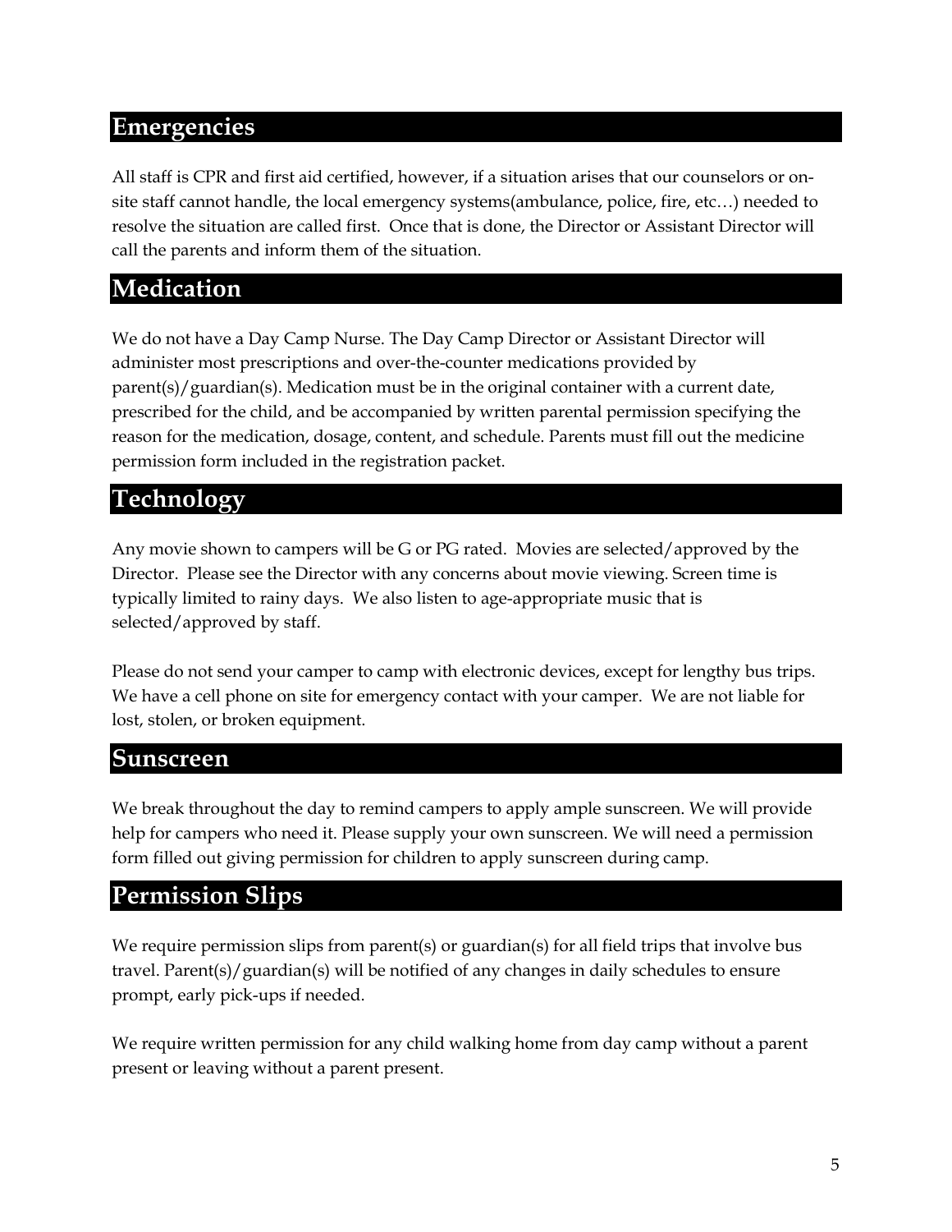## Emergencies

All staff is CPR and first aid certified, however, if a situation arises that our counselors or on-site staff cannot handle, the local emergency systems(ambulance, police, fire, etc…) needed to resolve the situation are called first. Once that is done, the Director or Assistant Director will call the parents and inform them of the situation.

## Medication

We do not have a Day Camp Nurse. The Day Camp Director or Assistant Director will administer most prescriptions and over-the-counter medications provided by parent(s)/guardian(s). Medication must be in the original container with a current date, prescribed for the child, and be accompanied by written parental permission specifying the reason for the medication, dosage, content, and schedule. Parents must fill out the medicine permission form included in the registration packet.

## Technology

Any movie shown to campers will be G or PG rated. Movies are selected/approved by the Director. Please see the Director with any concerns about movie viewing. Screen time is typically limited to rainy days. We also listen to age-appropriate music that is selected/approved by staff.

Please do not send your camper to camp with electronic devices, except for lengthy bus trips. We have a cell phone on site for emergency contact with your camper. We are not liable for lost, stolen, or broken equipment.

## Sunscreen

We break throughout the day to remind campers to apply ample sunscreen. We will provide help for campers who need it. Please supply your own sunscreen. We will need a permission form filled out giving permission for children to apply sunscreen during camp.

## Permission Slips

We require permission slips from parent(s) or guardian(s) for all field trips that involve bus travel. Parent(s)/guardian(s) will be notified of any changes in daily schedules to ensure prompt, early pick-ups if needed.

We require written permission for any child walking home from day camp without a parent present or leaving without a parent present.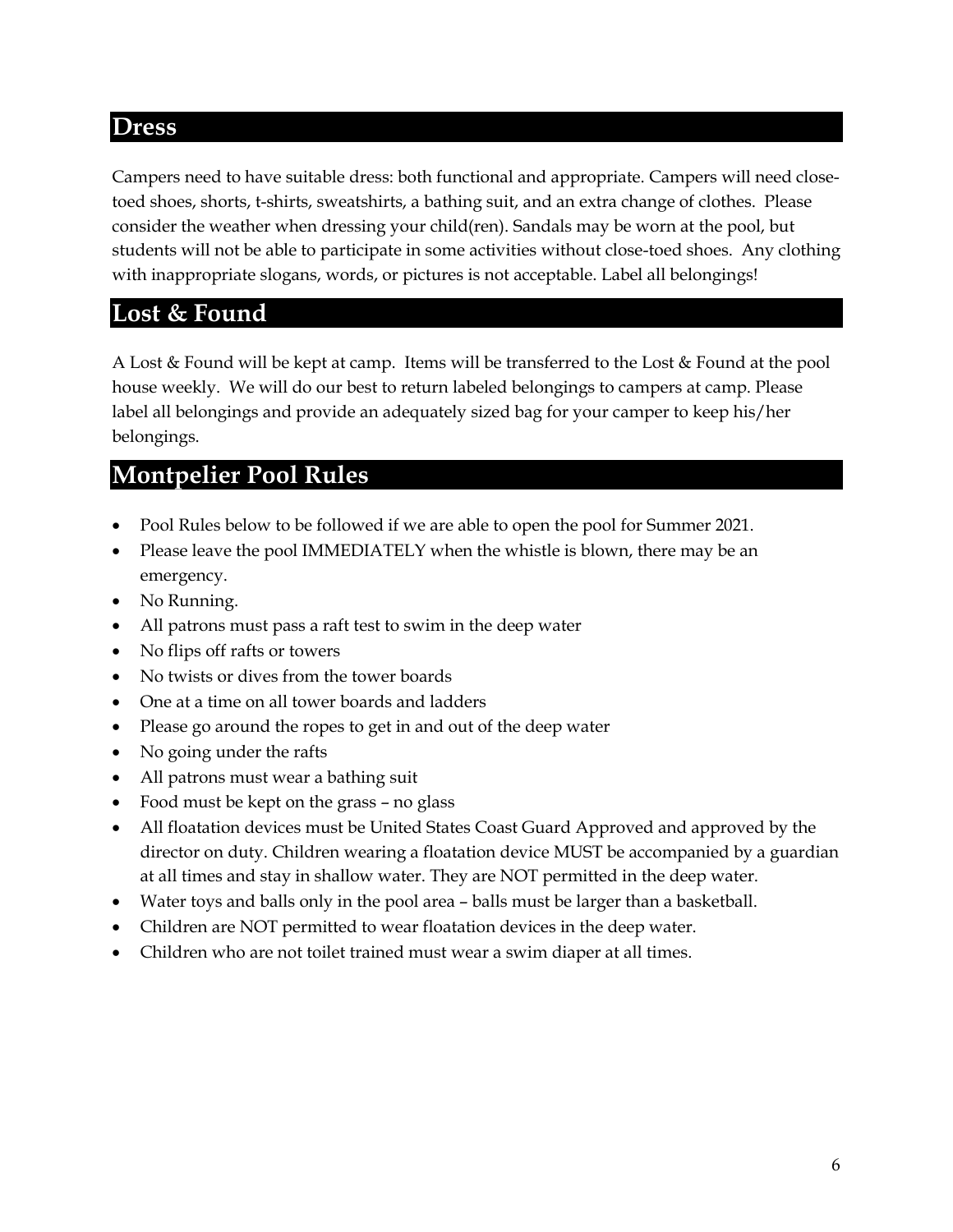## Dress

Campers need to have suitable dress: both functional and appropriate. Campers will need close-toed shoes, shorts, t-shirts, sweatshirts, a bathing suit, and an extra change of clothes. Please consider the weather when dressing your child(ren). Sandals may be worn at the pool, but students will not be able to participate in some activities without close-toed shoes. Any clothing with inappropriate slogans, words, or pictures is not acceptable. Label all belongings!

## Lost & Found

A Lost & Found will be kept at camp. Items will be transferred to the Lost & Found at the pool house weekly. We will do our best to return labeled belongings to campers at camp. Please label all belongings and provide an adequately sized bag for your camper to keep his/her belongings.

## Montpelier Pool Rules

- Pool Rules below to be followed if we are able to open the pool for Summer 2021.
- Please leave the pool IMMEDIATELY when the whistle is blown, there may be an emergency.
- No Running.
- All patrons must pass a raft test to swim in the deep water
- No flips off rafts or towers
- No twists or dives from the tower boards
- One at a time on all tower boards and ladders
- Please go around the ropes to get in and out of the deep water
- No going under the rafts
- All patrons must wear a bathing suit
- Food must be kept on the grass – no glass
- All floatation devices must be United States Coast Guard Approved and approved by the director on duty. Children wearing a floatation device MUST be accompanied by a guardian at all times and stay in shallow water. They are NOT permitted in the deep water.
- Water toys and balls only in the pool area – balls must be larger than a basketball.
- Children are NOT permitted to wear floatation devices in the deep water.
- Children who are not toilet trained must wear a swim diaper at all times.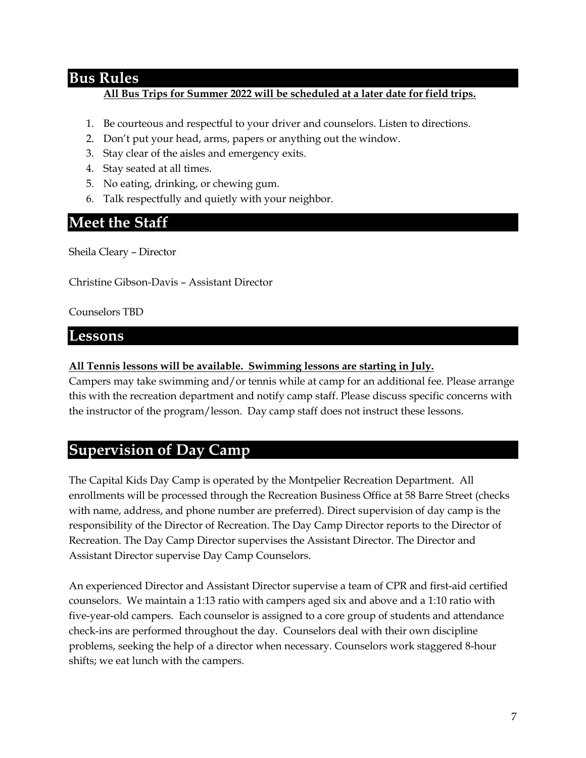## Bus Rules

**All Bus Trips for Summer 2022 will be scheduled at a later date for field trips.**

1. Be courteous and respectful to your driver and counselors. Listen to directions.
2. Don't put your head, arms, papers or anything out the window.
3. Stay clear of the aisles and emergency exits.
4. Stay seated at all times.
5. No eating, drinking, or chewing gum.
6. Talk respectfully and quietly with your neighbor.

## Meet the Staff

Sheila Cleary – Director

Christine Gibson-Davis – Assistant Director

Counselors TBD

## Lessons

**All Tennis lessons will be available. Swimming lessons are starting in July.**

Campers may take swimming and/or tennis while at camp for an additional fee. Please arrange this with the recreation department and notify camp staff. Please discuss specific concerns with the instructor of the program/lesson. Day camp staff does not instruct these lessons.

## Supervision of Day Camp

The Capital Kids Day Camp is operated by the Montpelier Recreation Department. All enrollments will be processed through the Recreation Business Office at 58 Barre Street (checks with name, address, and phone number are preferred). Direct supervision of day camp is the responsibility of the Director of Recreation. The Day Camp Director reports to the Director of Recreation. The Day Camp Director supervises the Assistant Director. The Director and Assistant Director supervise Day Camp Counselors.

An experienced Director and Assistant Director supervise a team of CPR and first-aid certified counselors. We maintain a 1:13 ratio with campers aged six and above and a 1:10 ratio with five-year-old campers. Each counselor is assigned to a core group of students and attendance check-ins are performed throughout the day. Counselors deal with their own discipline problems, seeking the help of a director when necessary. Counselors work staggered 8-hour shifts; we eat lunch with the campers.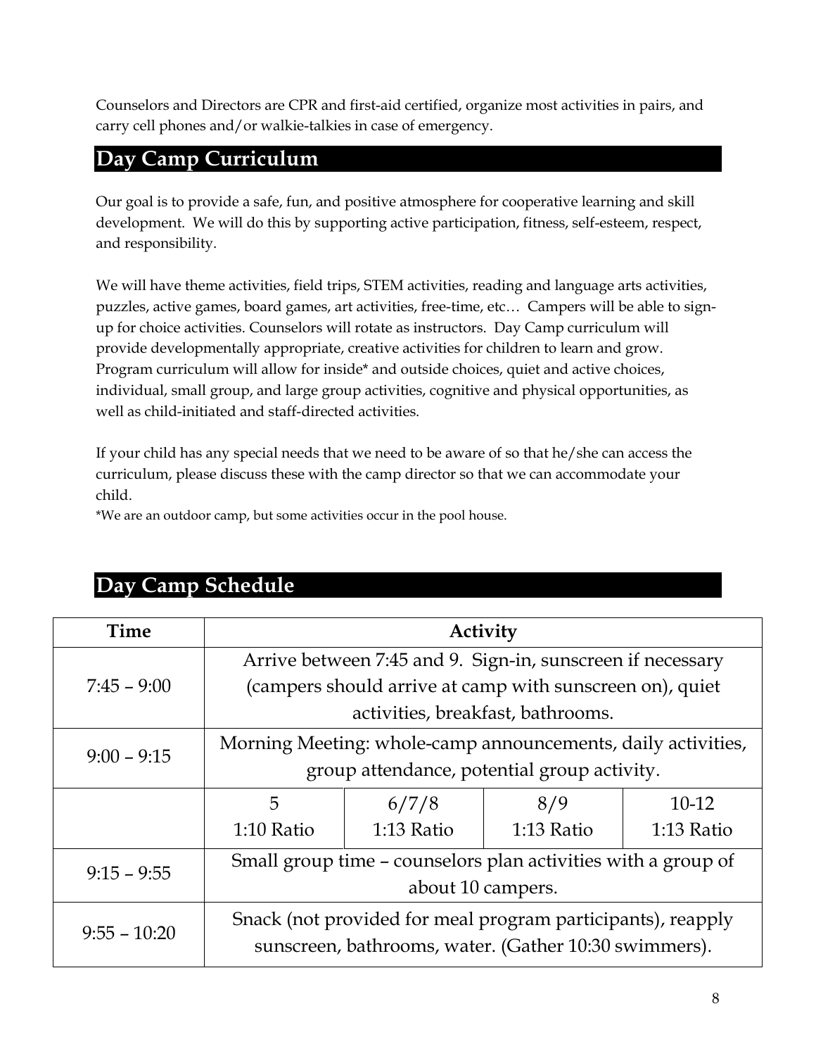Counselors and Directors are CPR and first-aid certified, organize most activities in pairs, and carry cell phones and/or walkie-talkies in case of emergency.

## Day Camp Curriculum

Our goal is to provide a safe, fun, and positive atmosphere for cooperative learning and skill development. We will do this by supporting active participation, fitness, self-esteem, respect, and responsibility.

We will have theme activities, field trips, STEM activities, reading and language arts activities, puzzles, active games, board games, art activities, free-time, etc… Campers will be able to sign-up for choice activities. Counselors will rotate as instructors. Day Camp curriculum will provide developmentally appropriate, creative activities for children to learn and grow. Program curriculum will allow for inside* and outside choices, quiet and active choices, individual, small group, and large group activities, cognitive and physical opportunities, as well as child-initiated and staff-directed activities.

If your child has any special needs that we need to be aware of so that he/she can access the curriculum, please discuss these with the camp director so that we can accommodate your child.

*We are an outdoor camp, but some activities occur in the pool house.

## Day Camp Schedule

| Time | Activity | | | |
|---|---|---|---|---|
| 7:45 – 9:00 | Arrive between 7:45 and 9. Sign-in, sunscreen if necessary (campers should arrive at camp with sunscreen on), quiet activities, breakfast, bathrooms. | | | |
| 9:00 – 9:15 | Morning Meeting: whole-camp announcements, daily activities, group attendance, potential group activity. | | | |
| | 5<br>1:10 Ratio | 6/7/8<br>1:13 Ratio | 8/9<br>1:13 Ratio | 10-12<br>1:13 Ratio |
| 9:15 – 9:55 | Small group time – counselors plan activities with a group of about 10 campers. | | | |
| 9:55 – 10:20 | Snack (not provided for meal program participants), reapply sunscreen, bathrooms, water. (Gather 10:30 swimmers). | | | |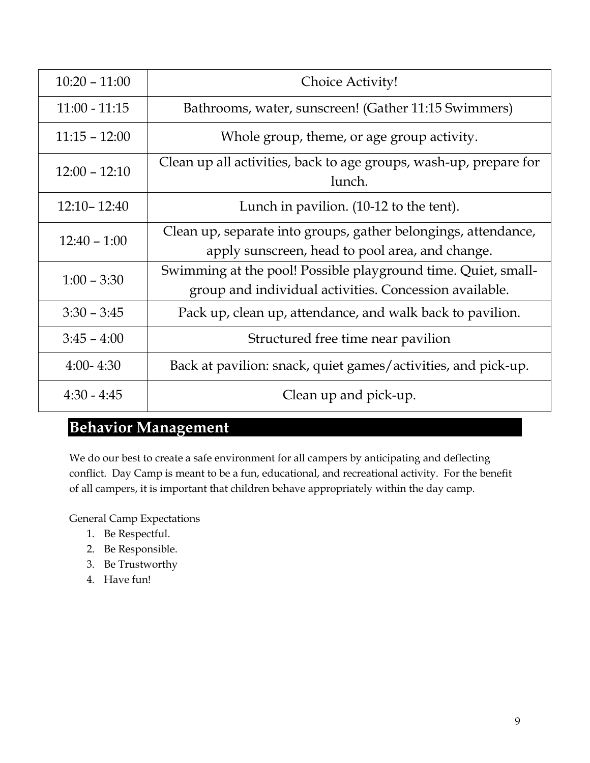| | |
|---|---|
| 10:20 – 11:00 | Choice Activity! |
| 11:00 - 11:15 | Bathrooms, water, sunscreen! (Gather 11:15 Swimmers) |
| 11:15 – 12:00 | Whole group, theme, or age group activity. |
| 12:00 – 12:10 | Clean up all activities, back to age groups, wash-up, prepare for lunch. |
| 12:10– 12:40 | Lunch in pavilion. (10-12 to the tent). |
| 12:40 – 1:00 | Clean up, separate into groups, gather belongings, attendance, apply sunscreen, head to pool area, and change. |
| 1:00 – 3:30 | Swimming at the pool! Possible playground time. Quiet, small-group and individual activities. Concession available. |
| 3:30 – 3:45 | Pack up, clean up, attendance, and walk back to pavilion. |
| 3:45 – 4:00 | Structured free time near pavilion |
| 4:00- 4:30 | Back at pavilion: snack, quiet games/activities, and pick-up. |
| 4:30 - 4:45 | Clean up and pick-up. |

## Behavior Management

We do our best to create a safe environment for all campers by anticipating and deflecting conflict. Day Camp is meant to be a fun, educational, and recreational activity. For the benefit of all campers, it is important that children behave appropriately within the day camp.

General Camp Expectations

1. Be Respectful.
2. Be Responsible.
3. Be Trustworthy
4. Have fun!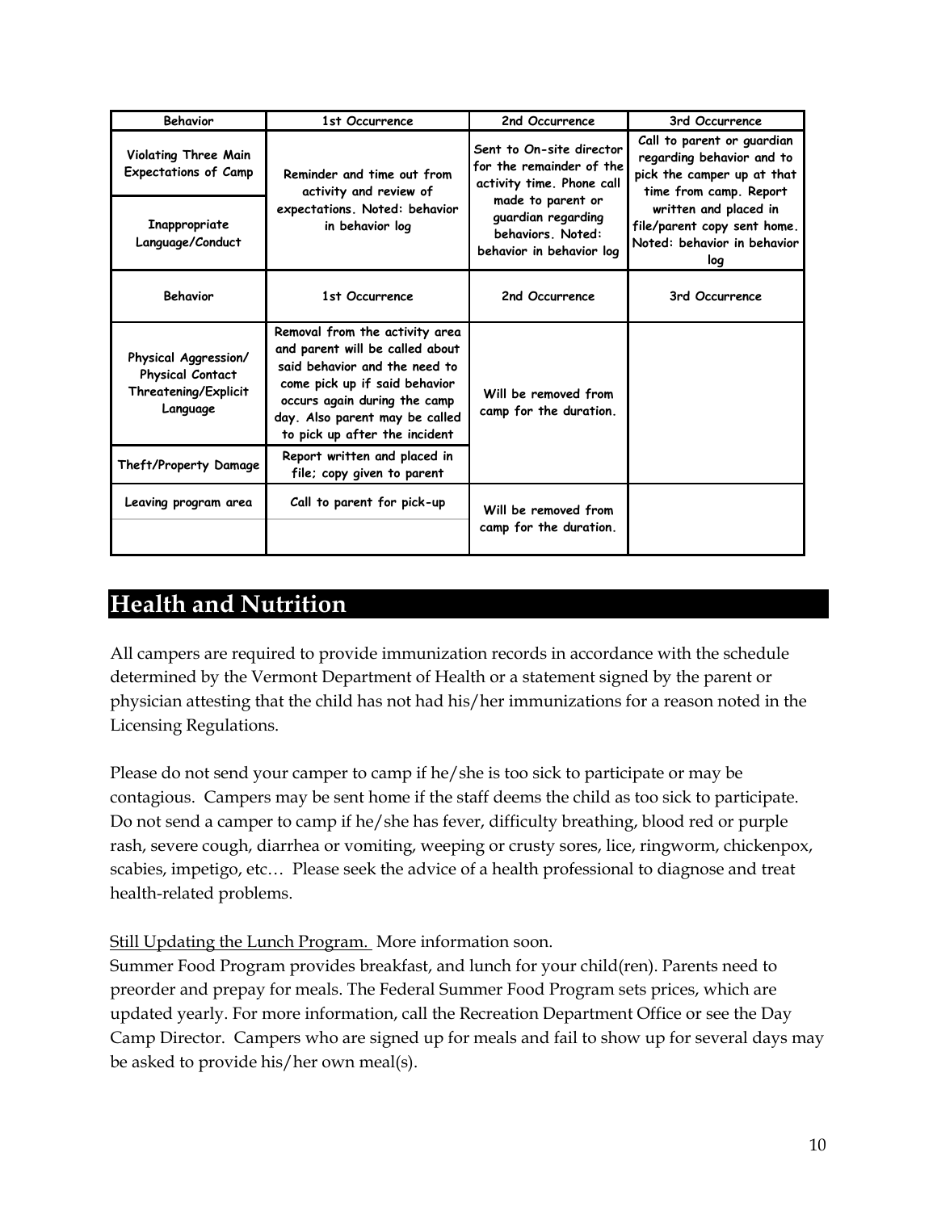| Behavior | 1st Occurrence | 2nd Occurrence | 3rd Occurrence |
|---|---|---|---|
| Violating Three Main Expectations of Camp | Reminder and time out from activity and review of expectations. Noted: behavior in behavior log | Sent to On-site director for the remainder of the activity time. Phone call made to parent or guardian regarding behaviors. Noted: behavior in behavior log | Call to parent or guardian regarding behavior and to pick the camper up at that time from camp. Report written and placed in file/parent copy sent home. Noted: behavior in behavior log |
| Inappropriate Language/Conduct | | | |
| **Behavior** | **1st Occurrence** | **2nd Occurrence** | **3rd Occurrence** |
| Physical Aggression/ Physical Contact Threatening/Explicit Language | Removal from the activity area and parent will be called about said behavior and the need to come pick up if said behavior occurs again during the camp day. Also parent may be called to pick up after the incident | Will be removed from camp for the duration. | |
| Theft/Property Damage | Report written and placed in file; copy given to parent | | |
| Leaving program area | Call to parent for pick-up | Will be removed from camp for the duration. | |
| | | | |

## Health and Nutrition

All campers are required to provide immunization records in accordance with the schedule determined by the Vermont Department of Health or a statement signed by the parent or physician attesting that the child has not had his/her immunizations for a reason noted in the Licensing Regulations.

Please do not send your camper to camp if he/she is too sick to participate or may be contagious. Campers may be sent home if the staff deems the child as too sick to participate. Do not send a camper to camp if he/she has fever, difficulty breathing, blood red or purple rash, severe cough, diarrhea or vomiting, weeping or crusty sores, lice, ringworm, chickenpox, scabies, impetigo, etc… Please seek the advice of a health professional to diagnose and treat health-related problems.

Still Updating the Lunch Program. More information soon.
Summer Food Program provides breakfast, and lunch for your child(ren). Parents need to preorder and prepay for meals. The Federal Summer Food Program sets prices, which are updated yearly. For more information, call the Recreation Department Office or see the Day Camp Director. Campers who are signed up for meals and fail to show up for several days may be asked to provide his/her own meal(s).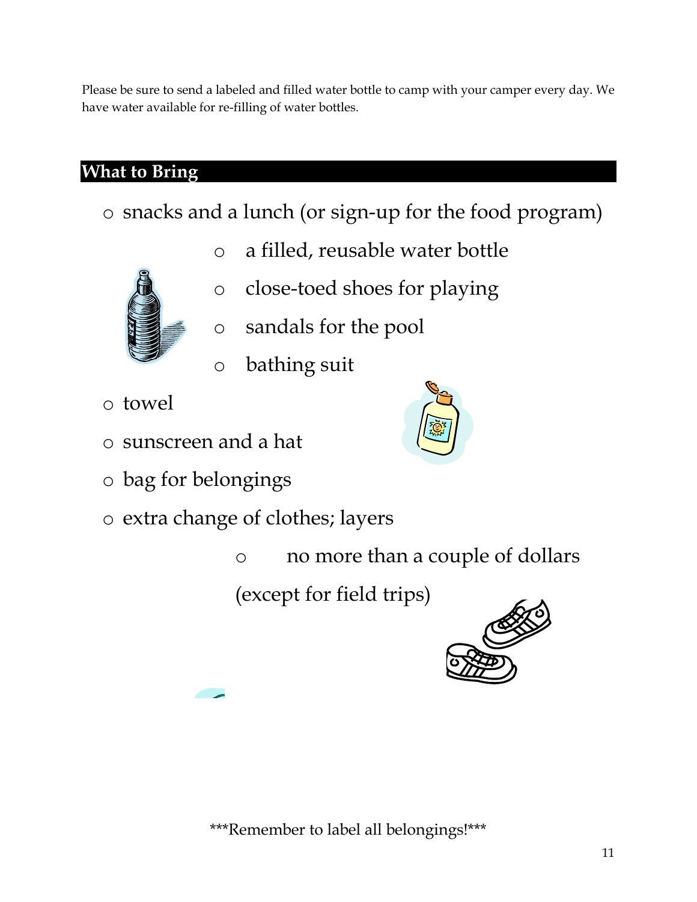Please be sure to send a labeled and filled water bottle to camp with your camper every day. We have water available for re-filling of water bottles.

## What to Bring

- snacks and a lunch (or sign-up for the food program)
- a filled, reusable water bottle
- close-toed shoes for playing
- sandals for the pool
- bathing suit
- towel
- sunscreen and a hat
- bag for belongings
- extra change of clothes; layers
- no more than a couple of dollars (except for field trips)

***Remember to label all belongings!***